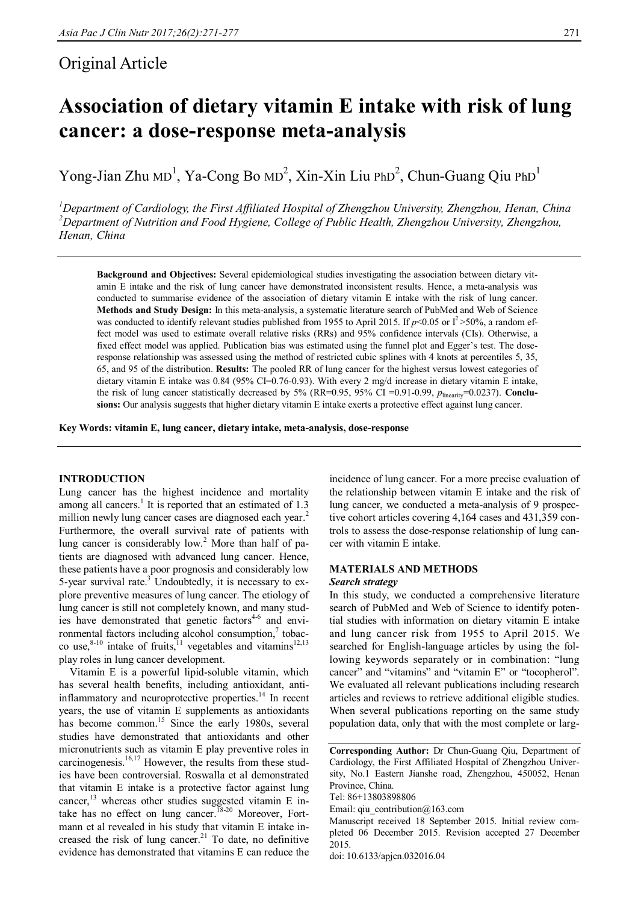## Original Article

# Association of dietary vitamin E intake with risk of lung cancer: a dose-response meta-analysis

Yong-Jian Zhu MD[1], Ya-Cong Bo MD[2], Xin-Xin Liu PhD[2], Chun-Guang Qiu PhD[1]

[1]*Department of Cardiology, the First Affiliated Hospital of Zhengzhou University, Zhengzhou, Henan, China*
[2]*Department of Nutrition and Food Hygiene, College of Public Health, Zhengzhou University, Zhengzhou, Henan, China*

**Background and Objectives:** Several epidemiological studies investigating the association between dietary vitamin E intake and the risk of lung cancer have demonstrated inconsistent results. Hence, a meta-analysis was conducted to summarise evidence of the association of dietary vitamin E intake with the risk of lung cancer. **Methods and Study Design:** In this meta-analysis, a systematic literature search of PubMed and Web of Science was conducted to identify relevant studies published from 1955 to April 2015. If $p$<0.05 or $I^2$ >50%, a random effect model was used to estimate overall relative risks (RRs) and 95% confidence intervals (CIs). Otherwise, a fixed effect model was applied. Publication bias was estimated using the funnel plot and Egger's test. The dose-response relationship was assessed using the method of restricted cubic splines with 4 knots at percentiles 5, 35, 65, and 95 of the distribution. **Results:** The pooled RR of lung cancer for the highest versus lowest categories of dietary vitamin E intake was 0.84 (95% CI=0.76-0.93). With every 2 mg/d increase in dietary vitamin E intake, the risk of lung cancer statistically decreased by 5% (RR=0.95, 95% CI =0.91-0.99, $p_{\text{linearity}}$=0.0237). **Conclusions:** Our analysis suggests that higher dietary vitamin E intake exerts a protective effect against lung cancer.

**Key Words: vitamin E, lung cancer, dietary intake, meta-analysis, dose-response**

## INTRODUCTION

Lung cancer has the highest incidence and mortality among all cancers.[1] It is reported that an estimated of 1.3 million newly lung cancer cases are diagnosed each year.[2] Furthermore, the overall survival rate of patients with lung cancer is considerably low.[2] More than half of patients are diagnosed with advanced lung cancer. Hence, these patients have a poor prognosis and considerably low 5-year survival rate.[3] Undoubtedly, it is necessary to explore preventive measures of lung cancer. The etiology of lung cancer is still not completely known, and many studies have demonstrated that genetic factors[4-6] and environmental factors including alcohol consumption,[7] tobacco use,[8-10] intake of fruits,[11] vegetables and vitamins[12,13] play roles in lung cancer development.

Vitamin E is a powerful lipid-soluble vitamin, which has several health benefits, including antioxidant, anti-inflammatory and neuroprotective properties.[14] In recent years, the use of vitamin E supplements as antioxidants has become common.[15] Since the early 1980s, several studies have demonstrated that antioxidants and other micronutrients such as vitamin E play preventive roles in carcinogenesis.[16,17] However, the results from these studies have been controversial. Roswalla et al demonstrated that vitamin E intake is a protective factor against lung cancer,[13] whereas other studies suggested vitamin E intake has no effect on lung cancer.[18-20] Moreover, Fortmann et al revealed in his study that vitamin E intake increased the risk of lung cancer.[21] To date, no definitive evidence has demonstrated that vitamins E can reduce the incidence of lung cancer. For a more precise evaluation of the relationship between vitamin E intake and the risk of lung cancer, we conducted a meta-analysis of 9 prospective cohort articles covering 4,164 cases and 431,359 controls to assess the dose-response relationship of lung cancer with vitamin E intake.

## MATERIALS AND METHODS

### *Search strategy*

In this study, we conducted a comprehensive literature search of PubMed and Web of Science to identify potential studies with information on dietary vitamin E intake and lung cancer risk from 1955 to April 2015. We searched for English-language articles by using the following keywords separately or in combination: "lung cancer" and "vitamins" and "vitamin E" or "tocopherol". We evaluated all relevant publications including research articles and reviews to retrieve additional eligible studies. When several publications reporting on the same study population data, only that with the most complete or larg-

**Corresponding Author:** Dr Chun-Guang Qiu, Department of Cardiology, the First Affiliated Hospital of Zhengzhou University, No.1 Eastern Jianshe road, Zhengzhou, 450052, Henan Province, China.
Tel: 86+13803898806
Email: qiu_contribution@163.com
Manuscript received 18 September 2015. Initial review completed 06 December 2015. Revision accepted 27 December 2015.
doi: 10.6133/apjcn.032016.04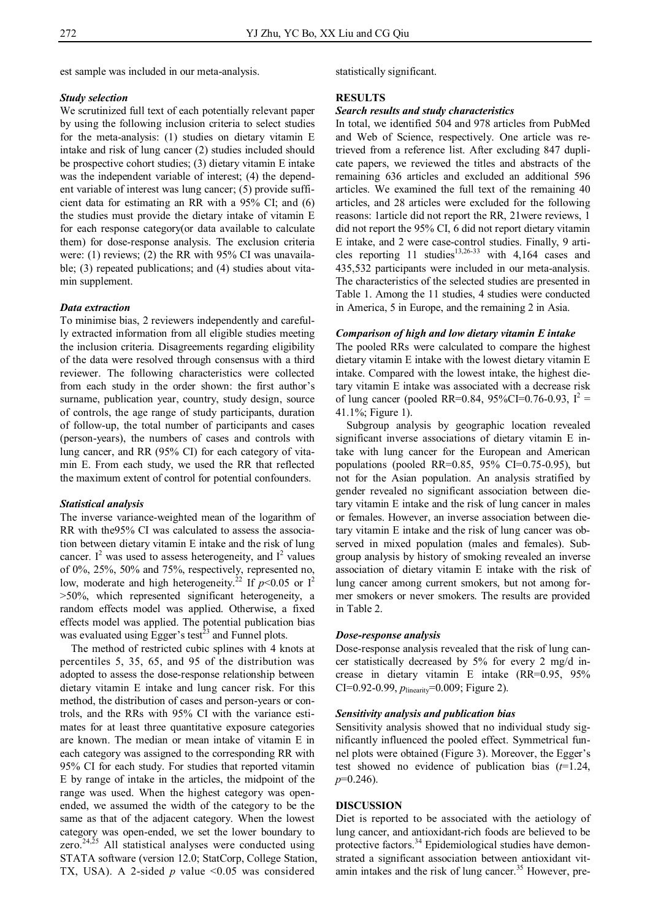est sample was included in our meta-analysis.

### *Study selection*

We scrutinized full text of each potentially relevant paper by using the following inclusion criteria to select studies for the meta-analysis: (1) studies on dietary vitamin E intake and risk of lung cancer (2) studies included should be prospective cohort studies; (3) dietary vitamin E intake was the independent variable of interest; (4) the dependent variable of interest was lung cancer; (5) provide sufficient data for estimating an RR with a 95% CI; and (6) the studies must provide the dietary intake of vitamin E for each response category(or data available to calculate them) for dose-response analysis. The exclusion criteria were: (1) reviews; (2) the RR with 95% CI was unavailable; (3) repeated publications; and (4) studies about vitamin supplement.

### *Data extraction*

To minimise bias, 2 reviewers independently and carefully extracted information from all eligible studies meeting the inclusion criteria. Disagreements regarding eligibility of the data were resolved through consensus with a third reviewer. The following characteristics were collected from each study in the order shown: the first author's surname, publication year, country, study design, source of controls, the age range of study participants, duration of follow-up, the total number of participants and cases (person-years), the numbers of cases and controls with lung cancer, and RR (95% CI) for each category of vitamin E. From each study, we used the RR that reflected the maximum extent of control for potential confounders.

### *Statistical analysis*

The inverse variance-weighted mean of the logarithm of RR with the95% CI was calculated to assess the association between dietary vitamin E intake and the risk of lung cancer. $I^2$ was used to assess heterogeneity, and $I^2$ values of 0%, 25%, 50% and 75%, respectively, represented no, low, moderate and high heterogeneity.[22] If $p$<0.05 or $I^2$ >50%, which represented significant heterogeneity, a random effects model was applied. Otherwise, a fixed effects model was applied. The potential publication bias was evaluated using Egger's test[23] and Funnel plots.

The method of restricted cubic splines with 4 knots at percentiles 5, 35, 65, and 95 of the distribution was adopted to assess the dose-response relationship between dietary vitamin E intake and lung cancer risk. For this method, the distribution of cases and person-years or controls, and the RRs with 95% CI with the variance estimates for at least three quantitative exposure categories are known. The median or mean intake of vitamin E in each category was assigned to the corresponding RR with 95% CI for each study. For studies that reported vitamin E by range of intake in the articles, the midpoint of the range was used. When the highest category was open-ended, we assumed the width of the category to be the same as that of the adjacent category. When the lowest category was open-ended, we set the lower boundary to zero.[24,25] All statistical analyses were conducted using STATA software (version 12.0; StatCorp, College Station, TX, USA). A 2-sided $p$ value <0.05 was considered statistically significant.

## RESULTS

### *Search results and study characteristics*

In total, we identified 504 and 978 articles from PubMed and Web of Science, respectively. One article was retrieved from a reference list. After excluding 847 duplicate papers, we reviewed the titles and abstracts of the remaining 636 articles and excluded an additional 596 articles. We examined the full text of the remaining 40 articles, and 28 articles were excluded for the following reasons: 1article did not report the RR, 21were reviews, 1 did not report the 95% CI, 6 did not report dietary vitamin E intake, and 2 were case-control studies. Finally, 9 articles reporting 11 studies[13,26-33] with 4,164 cases and 435,532 participants were included in our meta-analysis. The characteristics of the selected studies are presented in Table 1. Among the 11 studies, 4 studies were conducted in America, 5 in Europe, and the remaining 2 in Asia.

### *Comparison of high and low dietary vitamin E intake*

The pooled RRs were calculated to compare the highest dietary vitamin E intake with the lowest dietary vitamin E intake. Compared with the lowest intake, the highest dietary vitamin E intake was associated with a decrease risk of lung cancer (pooled RR=0.84, 95%CI=0.76-0.93, $I^2$ = 41.1%; Figure 1).

Subgroup analysis by geographic location revealed significant inverse associations of dietary vitamin E intake with lung cancer for the European and American populations (pooled RR=0.85, 95% CI=0.75-0.95), but not for the Asian population. An analysis stratified by gender revealed no significant association between dietary vitamin E intake and the risk of lung cancer in males or females. However, an inverse association between dietary vitamin E intake and the risk of lung cancer was observed in mixed population (males and females). Subgroup analysis by history of smoking revealed an inverse association of dietary vitamin E intake with the risk of lung cancer among current smokers, but not among former smokers or never smokers. The results are provided in Table 2.

### *Dose-response analysis*

Dose-response analysis revealed that the risk of lung cancer statistically decreased by 5% for every 2 mg/d increase in dietary vitamin E intake (RR=0.95, 95% CI=0.92-0.99, $p_{linearity}$=0.009; Figure 2).

### *Sensitivity analysis and publication bias*

Sensitivity analysis showed that no individual study significantly influenced the pooled effect. Symmetrical funnel plots were obtained (Figure 3). Moreover, the Egger's test showed no evidence of publication bias ($t$=1.24, $p$=0.246).

## DISCUSSION

Diet is reported to be associated with the aetiology of lung cancer, and antioxidant-rich foods are believed to be protective factors.[34] Epidemiological studies have demonstrated a significant association between antioxidant vitamin intakes and the risk of lung cancer.[35] However, pre-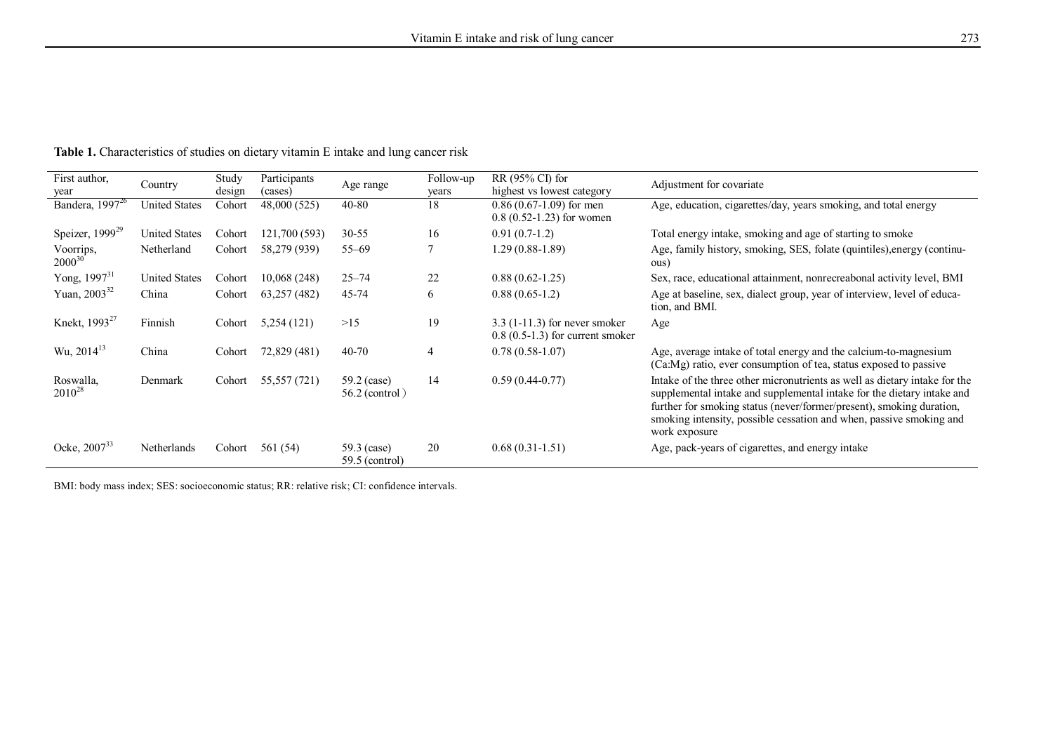**Table 1.** Characteristics of studies on dietary vitamin E intake and lung cancer risk

| First author, year | Country | Study design | Participants (cases) | Age range | Follow-up years | RR (95% CI) for highest vs lowest category | Adjustment for covariate |
|---|---|---|---|---|---|---|---|
| Bandera, 1997[26] | United States | Cohort | 48,000 (525) | 40-80 | 18 | 0.86 (0.67-1.09) for men 0.8 (0.52-1.23) for women | Age, education, cigarettes/day, years smoking, and total energy |
| Speizer, 1999[29] | United States | Cohort | 121,700 (593) | 30-55 | 16 | 0.91 (0.7-1.2) | Total energy intake, smoking and age of starting to smoke |
| Voorrips, 2000[30] | Netherland | Cohort | 58,279 (939) | 55–69 | 7 | 1.29 (0.88-1.89) | Age, family history, smoking, SES, folate (quintiles),energy (continuous) |
| Yong, 1997[31] | United States | Cohort | 10,068 (248) | 25–74 | 22 | 0.88 (0.62-1.25) | Sex, race, educational attainment, nonrecreabonal activity level, BMI |
| Yuan, 2003[32] | China | Cohort | 63,257 (482) | 45-74 | 6 | 0.88 (0.65-1.2) | Age at baseline, sex, dialect group, year of interview, level of education, and BMI. |
| Knekt, 1993[27] | Finnish | Cohort | 5,254 (121) | >15 | 19 | 3.3 (1-11.3) for never smoker 0.8 (0.5-1.3) for current smoker | Age |
| Wu, 2014[13] | China | Cohort | 72,829 (481) | 40-70 | 4 | 0.78 (0.58-1.07) | Age, average intake of total energy and the calcium-to-magnesium (Ca:Mg) ratio, ever consumption of tea, status exposed to passive |
| Roswalla, 2010[28] | Denmark | Cohort | 55,557 (721) | 59.2 (case) 56.2 (control) | 14 | 0.59 (0.44-0.77) | Intake of the three other micronutrients as well as dietary intake for the supplemental intake and supplemental intake for the dietary intake and further for smoking status (never/former/present), smoking duration, smoking intensity, possible cessation and when, passive smoking and work exposure |
| Ocke, 2007[33] | Netherlands | Cohort | 561 (54) | 59.3 (case) 59.5 (control) | 20 | 0.68 (0.31-1.51) | Age, pack-years of cigarettes, and energy intake |

BMI: body mass index; SES: socioeconomic status; RR: relative risk; CI: confidence intervals.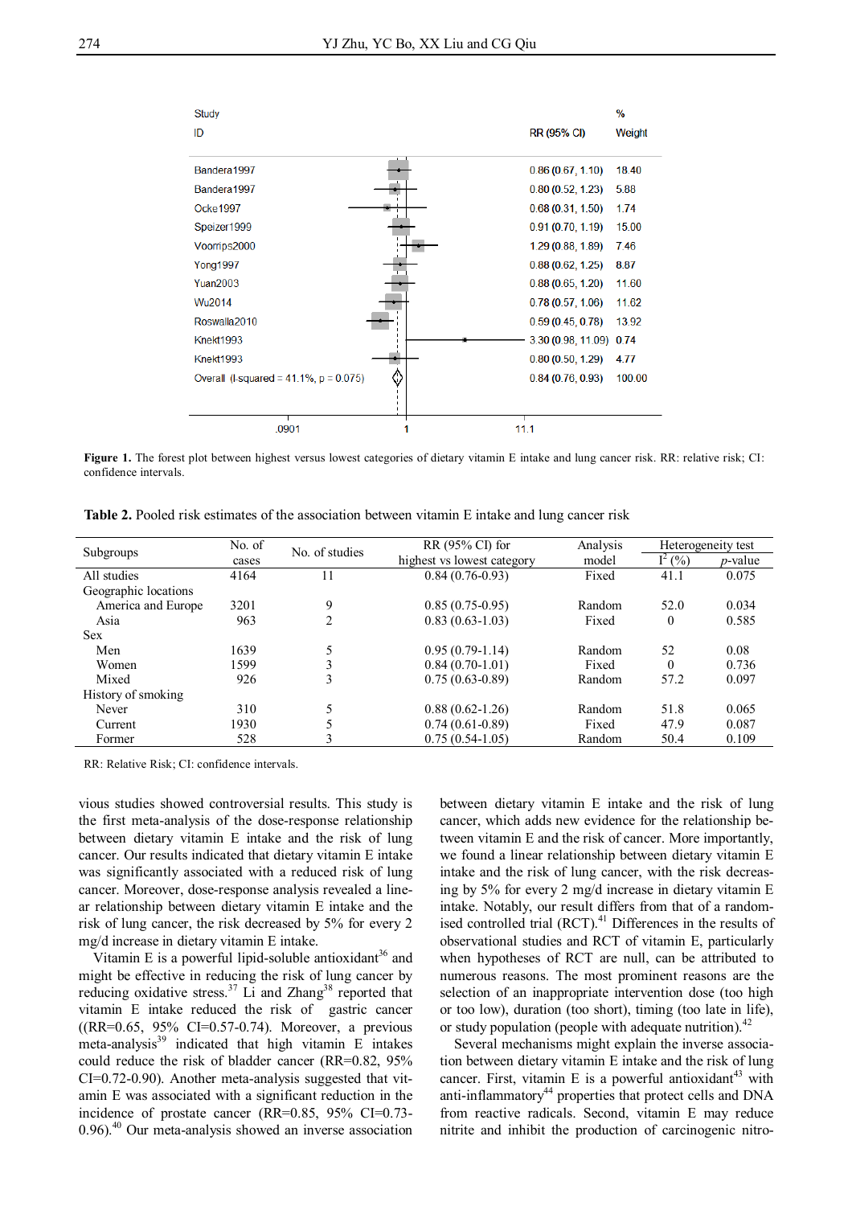| Study ID | RR (95% CI) | % Weight |
|---|---|---|
| Bandera1997 | 0.86 (0.67, 1.10) | 18.40 |
| Bandera1997 | 0.80 (0.52, 1.23) | 5.88 |
| Ocke1997 | 0.68 (0.31, 1.50) | 1.74 |
| Speizer1999 | 0.91 (0.70, 1.19) | 15.00 |
| Voorrips2000 | 1.29 (0.88, 1.89) | 7.46 |
| Yong1997 | 0.88 (0.62, 1.25) | 8.87 |
| Yuan2003 | 0.88 (0.65, 1.20) | 11.60 |
| Wu2014 | 0.78 (0.57, 1.06) | 11.62 |
| Roswalla2010 | 0.59 (0.45, 0.78) | 13.92 |
| Knekt1993 | 3.30 (0.98, 11.09) | 0.74 |
| Knekt1993 | 0.80 (0.50, 1.29) | 4.77 |
| Overall (I-squared = 41.1%, p = 0.075) | 0.84 (0.76, 0.93) | 100.00 |

.0901 1 11.1

**Figure 1.** The forest plot between highest versus lowest categories of dietary vitamin E intake and lung cancer risk. RR: relative risk; CI: confidence intervals.

**Table 2.** Pooled risk estimates of the association between vitamin E intake and lung cancer risk

| Subgroups | No. of cases | No. of studies | RR (95% CI) for highest vs lowest category | Analysis model | Heterogeneity test $I^2$ (%) | *p*-value |
|---|---|---|---|---|---|---|
| All studies | 4164 | 11 | 0.84 (0.76-0.93) | Fixed | 41.1 | 0.075 |
| Geographic locations | | | | | | |
| America and Europe | 3201 | 9 | 0.85 (0.75-0.95) | Random | 52.0 | 0.034 |
| Asia | 963 | 2 | 0.83 (0.63-1.03) | Fixed | 0 | 0.585 |
| Sex | | | | | | |
| Men | 1639 | 5 | 0.95 (0.79-1.14) | Random | 52 | 0.08 |
| Women | 1599 | 3 | 0.84 (0.70-1.01) | Fixed | 0 | 0.736 |
| Mixed | 926 | 3 | 0.75 (0.63-0.89) | Random | 57.2 | 0.097 |
| History of smoking | | | | | | |
| Never | 310 | 5 | 0.88 (0.62-1.26) | Random | 51.8 | 0.065 |
| Current | 1930 | 5 | 0.74 (0.61-0.89) | Fixed | 47.9 | 0.087 |
| Former | 528 | 3 | 0.75 (0.54-1.05) | Random | 50.4 | 0.109 |

RR: Relative Risk; CI: confidence intervals.

vious studies showed controversial results. This study is the first meta-analysis of the dose-response relationship between dietary vitamin E intake and the risk of lung cancer. Our results indicated that dietary vitamin E intake was significantly associated with a reduced risk of lung cancer. Moreover, dose-response analysis revealed a linear relationship between dietary vitamin E intake and the risk of lung cancer, the risk decreased by 5% for every 2 mg/d increase in dietary vitamin E intake.

Vitamin E is a powerful lipid-soluble antioxidant[36] and might be effective in reducing the risk of lung cancer by reducing oxidative stress.[37] Li and Zhang[38] reported that vitamin E intake reduced the risk of gastric cancer ((RR=0.65, 95% CI=0.57-0.74). Moreover, a previous meta-analysis[39] indicated that high vitamin E intakes could reduce the risk of bladder cancer (RR=0.82, 95% CI=0.72-0.90). Another meta-analysis suggested that vitamin E was associated with a significant reduction in the incidence of prostate cancer (RR=0.85, 95% CI=0.73-0.96).[40] Our meta-analysis showed an inverse association between dietary vitamin E intake and the risk of lung cancer, which adds new evidence for the relationship between vitamin E and the risk of cancer. More importantly, we found a linear relationship between dietary vitamin E intake and the risk of lung cancer, with the risk decreasing by 5% for every 2 mg/d increase in dietary vitamin E intake. Notably, our result differs from that of a randomised controlled trial (RCT).[41] Differences in the results of observational studies and RCT of vitamin E, particularly when hypotheses of RCT are null, can be attributed to numerous reasons. The most prominent reasons are the selection of an inappropriate intervention dose (too high or too low), duration (too short), timing (too late in life), or study population (people with adequate nutrition).[42]

Several mechanisms might explain the inverse association between dietary vitamin E intake and the risk of lung cancer. First, vitamin E is a powerful antioxidant[43] with anti-inflammatory[44] properties that protect cells and DNA from reactive radicals. Second, vitamin E may reduce nitrite and inhibit the production of carcinogenic nitro-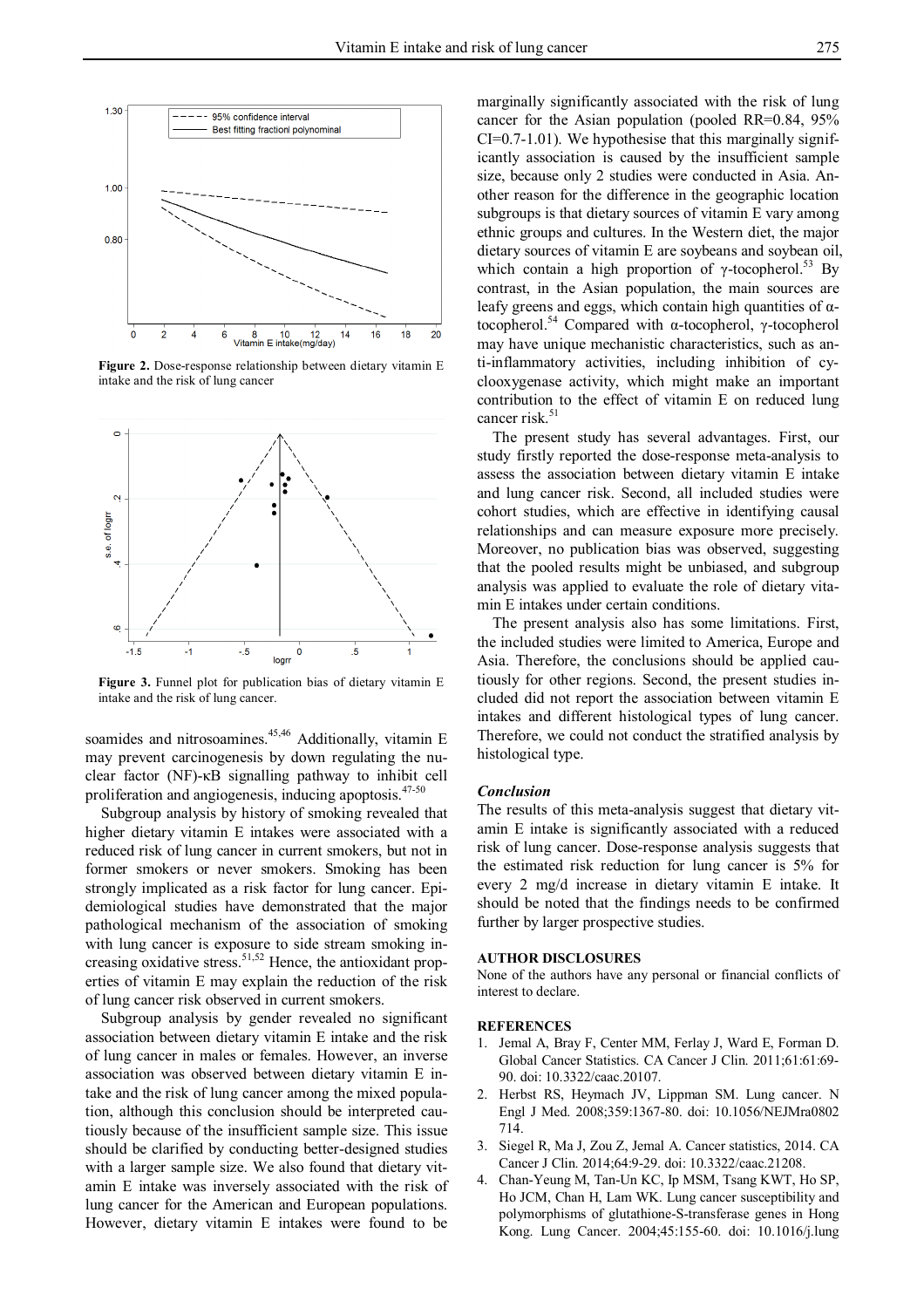Figure 2. Dose-response relationship between dietary vitamin E intake and the risk of lung cancer

Figure 3. Funnel plot for publication bias of dietary vitamin E intake and the risk of lung cancer.

soamides and nitrosoamines.[45,46] Additionally, vitamin E may prevent carcinogenesis by down regulating the nuclear factor (NF)-κB signalling pathway to inhibit cell proliferation and angiogenesis, inducing apoptosis.[47-50]

Subgroup analysis by history of smoking revealed that higher dietary vitamin E intakes were associated with a reduced risk of lung cancer in current smokers, but not in former smokers or never smokers. Smoking has been strongly implicated as a risk factor for lung cancer. Epidemiological studies have demonstrated that the major pathological mechanism of the association of smoking with lung cancer is exposure to side stream smoking increasing oxidative stress.[51,52] Hence, the antioxidant properties of vitamin E may explain the reduction of the risk of lung cancer risk observed in current smokers.

Subgroup analysis by gender revealed no significant association between dietary vitamin E intake and the risk of lung cancer in males or females. However, an inverse association was observed between dietary vitamin E intake and the risk of lung cancer among the mixed population, although this conclusion should be interpreted cautiously because of the insufficient sample size. This issue should be clarified by conducting better-designed studies with a larger sample size. We also found that dietary vitamin E intake was inversely associated with the risk of lung cancer for the American and European populations. However, dietary vitamin E intakes were found to be marginally significantly associated with the risk of lung cancer for the Asian population (pooled RR=0.84, 95% CI=0.7-1.01). We hypothesise that this marginally significantly association is caused by the insufficient sample size, because only 2 studies were conducted in Asia. Another reason for the difference in the geographic location subgroups is that dietary sources of vitamin E vary among ethnic groups and cultures. In the Western diet, the major dietary sources of vitamin E are soybeans and soybean oil, which contain a high proportion of γ-tocopherol.[53] By contrast, in the Asian population, the main sources are leafy greens and eggs, which contain high quantities of α-tocopherol.[54] Compared with α-tocopherol, γ-tocopherol may have unique mechanistic characteristics, such as anti-inflammatory activities, including inhibition of cyclooxygenase activity, which might make an important contribution to the effect of vitamin E on reduced lung cancer risk.[51]

The present study has several advantages. First, our study firstly reported the dose-response meta-analysis to assess the association between dietary vitamin E intake and lung cancer risk. Second, all included studies were cohort studies, which are effective in identifying causal relationships and can measure exposure more precisely. Moreover, no publication bias was observed, suggesting that the pooled results might be unbiased, and subgroup analysis was applied to evaluate the role of dietary vitamin E intakes under certain conditions.

The present analysis also has some limitations. First, the included studies were limited to America, Europe and Asia. Therefore, the conclusions should be applied cautiously for other regions. Second, the present studies included did not report the association between vitamin E intakes and different histological types of lung cancer. Therefore, we could not conduct the stratified analysis by histological type.

### *Conclusion*

The results of this meta-analysis suggest that dietary vitamin E intake is significantly associated with a reduced risk of lung cancer. Dose-response analysis suggests that the estimated risk reduction for lung cancer is 5% for every 2 mg/d increase in dietary vitamin E intake. It should be noted that the findings needs to be confirmed further by larger prospective studies.

## AUTHOR DISCLOSURES

None of the authors have any personal or financial conflicts of interest to declare.

## REFERENCES

1. Jemal A, Bray F, Center MM, Ferlay J, Ward E, Forman D. Global Cancer Statistics. CA Cancer J Clin. 2011;61:61:69-90. doi: 10.3322/caac.20107.
2. Herbst RS, Heymach JV, Lippman SM. Lung cancer. N Engl J Med. 2008;359:1367-80. doi: 10.1056/NEJMra0802714.
3. Siegel R, Ma J, Zou Z, Jemal A. Cancer statistics, 2014. CA Cancer J Clin. 2014;64:9-29. doi: 10.3322/caac.21208.
4. Chan-Yeung M, Tan-Un KC, Ip MSM, Tsang KWT, Ho SP, Ho JCM, Chan H, Lam WK. Lung cancer susceptibility and polymorphisms of glutathione-S-transferase genes in Hong Kong. Lung Cancer. 2004;45:155-60. doi: 10.1016/j.lung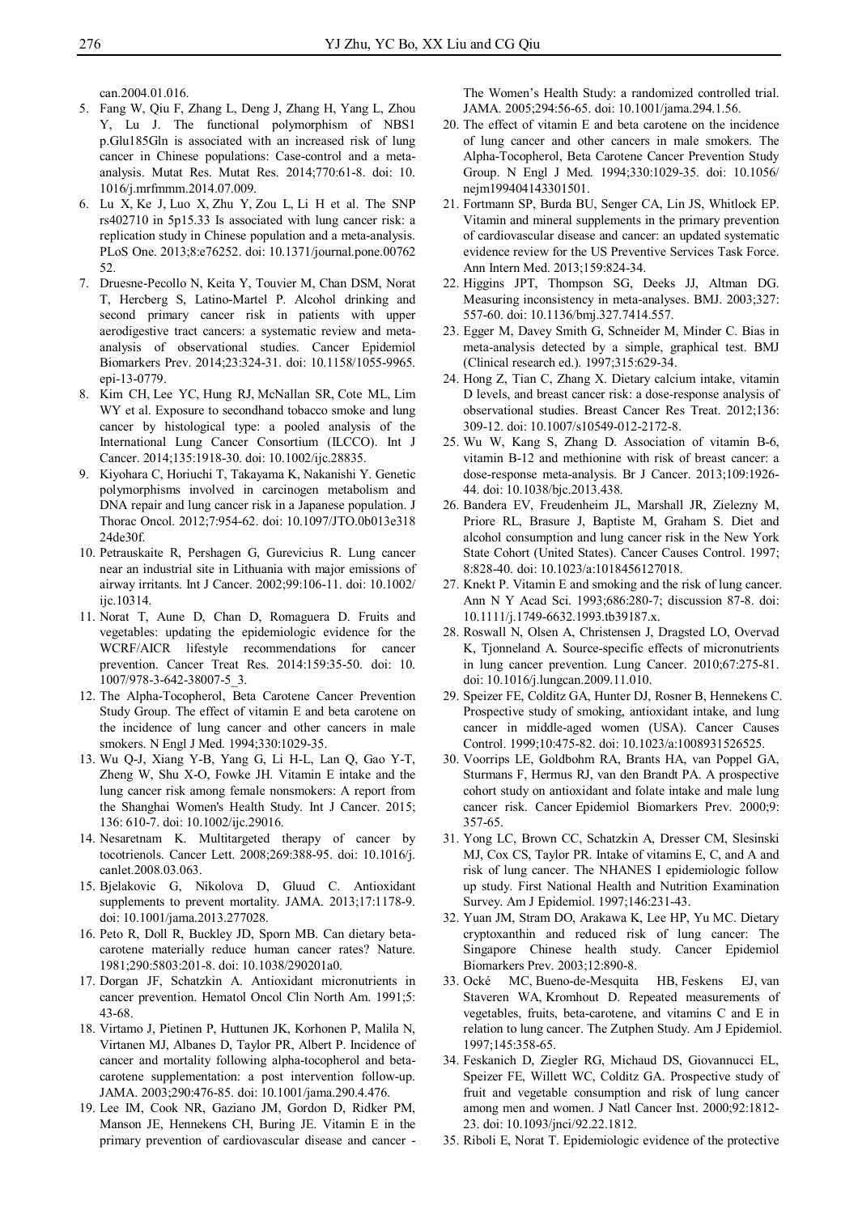can.2004.01.016.

5. Fang W, Qiu F, Zhang L, Deng J, Zhang H, Yang L, Zhou Y, Lu J. The functional polymorphism of NBS1 p.Glu185Gln is associated with an increased risk of lung cancer in Chinese populations: Case-control and a meta-analysis. Mutat Res. Mutat Res. 2014;770:61-8. doi: 10.1016/j.mrfmmm.2014.07.009.
6. Lu X, Ke J, Luo X, Zhu Y, Zou L, Li H et al. The SNP rs402710 in 5p15.33 Is associated with lung cancer risk: a replication study in Chinese population and a meta-analysis. PLoS One. 2013;8:e76252. doi: 10.1371/journal.pone.0076252.
7. Druesne-Pecollo N, Keita Y, Touvier M, Chan DSM, Norat T, Hercberg S, Latino-Martel P. Alcohol drinking and second primary cancer risk in patients with upper aerodigestive tract cancers: a systematic review and meta-analysis of observational studies. Cancer Epidemiol Biomarkers Prev. 2014;23:324-31. doi: 10.1158/1055-9965.epi-13-0779.
8. Kim CH, Lee YC, Hung RJ, McNallan SR, Cote ML, Lim WY et al. Exposure to secondhand tobacco smoke and lung cancer by histological type: a pooled analysis of the International Lung Cancer Consortium (ILCCO). Int J Cancer. 2014;135:1918-30. doi: 10.1002/ijc.28835.
9. Kiyohara C, Horiuchi T, Takayama K, Nakanishi Y. Genetic polymorphisms involved in carcinogen metabolism and DNA repair and lung cancer risk in a Japanese population. J Thorac Oncol. 2012;7:954-62. doi: 10.1097/JTO.0b013e31824de30f.
10. Petrauskaite R, Pershagen G, Gurevicius R. Lung cancer near an industrial site in Lithuania with major emissions of airway irritants. Int J Cancer. 2002;99:106-11. doi: 10.1002/ijc.10314.
11. Norat T, Aune D, Chan D, Romaguera D. Fruits and vegetables: updating the epidemiologic evidence for the WCRF/AICR lifestyle recommendations for cancer prevention. Cancer Treat Res. 2014:159:35-50. doi: 10.1007/978-3-642-38007-5_3.
12. The Alpha-Tocopherol, Beta Carotene Cancer Prevention Study Group. The effect of vitamin E and beta carotene on the incidence of lung cancer and other cancers in male smokers. N Engl J Med. 1994;330:1029-35.
13. Wu Q-J, Xiang Y-B, Yang G, Li H-L, Lan Q, Gao Y-T, Zheng W, Shu X-O, Fowke JH. Vitamin E intake and the lung cancer risk among female nonsmokers: A report from the Shanghai Women's Health Study. Int J Cancer. 2015; 136: 610-7. doi: 10.1002/ijc.29016.
14. Nesaretnam K. Multitargeted therapy of cancer by tocotrienols. Cancer Lett. 2008;269:388-95. doi: 10.1016/j.canlet.2008.03.063.
15. Bjelakovic G, Nikolova D, Gluud C. Antioxidant supplements to prevent mortality. JAMA. 2013;17:1178-9. doi: 10.1001/jama.2013.277028.
16. Peto R, Doll R, Buckley JD, Sporn MB. Can dietary beta-carotene materially reduce human cancer rates? Nature. 1981;290:5803:201-8. doi: 10.1038/290201a0.
17. Dorgan JF, Schatzkin A. Antioxidant micronutrients in cancer prevention. Hematol Oncol Clin North Am. 1991;5: 43-68.
18. Virtamo J, Pietinen P, Huttunen JK, Korhonen P, Malila N, Virtanen MJ, Albanes D, Taylor PR, Albert P. Incidence of cancer and mortality following alpha-tocopherol and beta-carotene supplementation: a post intervention follow-up. JAMA. 2003;290:476-85. doi: 10.1001/jama.290.4.476.
19. Lee IM, Cook NR, Gaziano JM, Gordon D, Ridker PM, Manson JE, Hennekens CH, Buring JE. Vitamin E in the primary prevention of cardiovascular disease and cancer - The Women's Health Study: a randomized controlled trial. JAMA. 2005;294:56-65. doi: 10.1001/jama.294.1.56.
20. The effect of vitamin E and beta carotene on the incidence of lung cancer and other cancers in male smokers. The Alpha-Tocopherol, Beta Carotene Cancer Prevention Study Group. N Engl J Med. 1994;330:1029-35. doi: 10.1056/nejm199404143301501.
21. Fortmann SP, Burda BU, Senger CA, Lin JS, Whitlock EP. Vitamin and mineral supplements in the primary prevention of cardiovascular disease and cancer: an updated systematic evidence review for the US Preventive Services Task Force. Ann Intern Med. 2013;159:824-34.
22. Higgins JPT, Thompson SG, Deeks JJ, Altman DG. Measuring inconsistency in meta-analyses. BMJ. 2003;327: 557-60. doi: 10.1136/bmj.327.7414.557.
23. Egger M, Davey Smith G, Schneider M, Minder C. Bias in meta-analysis detected by a simple, graphical test. BMJ (Clinical research ed.). 1997;315:629-34.
24. Hong Z, Tian C, Zhang X. Dietary calcium intake, vitamin D levels, and breast cancer risk: a dose-response analysis of observational studies. Breast Cancer Res Treat. 2012;136: 309-12. doi: 10.1007/s10549-012-2172-8.
25. Wu W, Kang S, Zhang D. Association of vitamin B-6, vitamin B-12 and methionine with risk of breast cancer: a dose-response meta-analysis. Br J Cancer. 2013;109:1926-44. doi: 10.1038/bjc.2013.438.
26. Bandera EV, Freudenheim JL, Marshall JR, Zielezny M, Priore RL, Brasure J, Baptiste M, Graham S. Diet and alcohol consumption and lung cancer risk in the New York State Cohort (United States). Cancer Causes Control. 1997; 8:828-40. doi: 10.1023/a:1018456127018.
27. Knekt P. Vitamin E and smoking and the risk of lung cancer. Ann N Y Acad Sci. 1993;686:280-7; discussion 87-8. doi: 10.1111/j.1749-6632.1993.tb39187.x.
28. Roswall N, Olsen A, Christensen J, Dragsted LO, Overvad K, Tjonneland A. Source-specific effects of micronutrients in lung cancer prevention. Lung Cancer. 2010;67:275-81. doi: 10.1016/j.lungcan.2009.11.010.
29. Speizer FE, Colditz GA, Hunter DJ, Rosner B, Hennekens C. Prospective study of smoking, antioxidant intake, and lung cancer in middle-aged women (USA). Cancer Causes Control. 1999;10:475-82. doi: 10.1023/a:1008931526525.
30. Voorrips LE, Goldbohm RA, Brants HA, van Poppel GA, Sturmans F, Hermus RJ, van den Brandt PA. A prospective cohort study on antioxidant and folate intake and male lung cancer risk. Cancer Epidemiol Biomarkers Prev. 2000;9: 357-65.
31. Yong LC, Brown CC, Schatzkin A, Dresser CM, Slesinski MJ, Cox CS, Taylor PR. Intake of vitamins E, C, and A and risk of lung cancer. The NHANES I epidemiologic follow up study. First National Health and Nutrition Examination Survey. Am J Epidemiol. 1997;146:231-43.
32. Yuan JM, Stram DO, Arakawa K, Lee HP, Yu MC. Dietary cryptoxanthin and reduced risk of lung cancer: The Singapore Chinese health study. Cancer Epidemiol Biomarkers Prev. 2003;12:890-8.
33. Ocké MC, Bueno-de-Mesquita HB, Feskens EJ, van Staveren WA, Kromhout D. Repeated measurements of vegetables, fruits, beta-carotene, and vitamins C and E in relation to lung cancer. The Zutphen Study. Am J Epidemiol. 1997;145:358-65.
34. Feskanich D, Ziegler RG, Michaud DS, Giovannucci EL, Speizer FE, Willett WC, Colditz GA. Prospective study of fruit and vegetable consumption and risk of lung cancer among men and women. J Natl Cancer Inst. 2000;92:1812-23. doi: 10.1093/jnci/92.22.1812.
35. Riboli E, Norat T. Epidemiologic evidence of the protective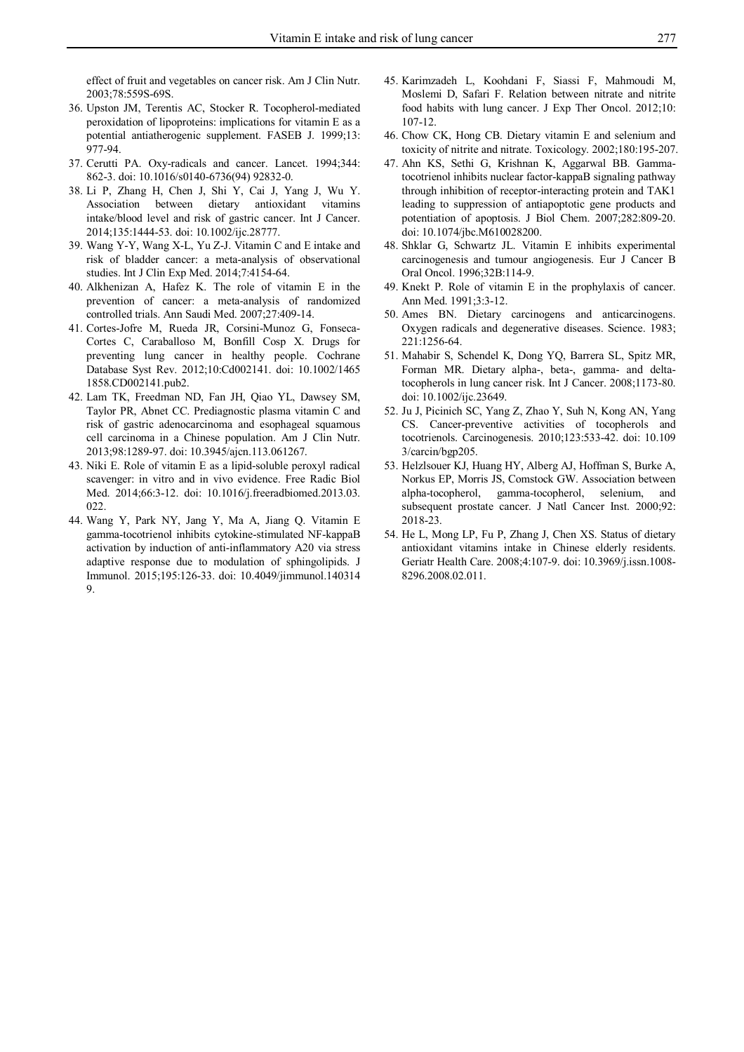effect of fruit and vegetables on cancer risk. Am J Clin Nutr. 2003;78:559S-69S.

36. Upston JM, Terentis AC, Stocker R. Tocopherol-mediated peroxidation of lipoproteins: implications for vitamin E as a potential antiatherogenic supplement. FASEB J. 1999;13: 977-94.
37. Cerutti PA. Oxy-radicals and cancer. Lancet. 1994;344: 862-3. doi: 10.1016/s0140-6736(94) 92832-0.
38. Li P, Zhang H, Chen J, Shi Y, Cai J, Yang J, Wu Y. Association between dietary antioxidant vitamins intake/blood level and risk of gastric cancer. Int J Cancer. 2014;135:1444-53. doi: 10.1002/ijc.28777.
39. Wang Y-Y, Wang X-L, Yu Z-J. Vitamin C and E intake and risk of bladder cancer: a meta-analysis of observational studies. Int J Clin Exp Med. 2014;7:4154-64.
40. Alkhenizan A, Hafez K. The role of vitamin E in the prevention of cancer: a meta-analysis of randomized controlled trials. Ann Saudi Med. 2007;27:409-14.
41. Cortes-Jofre M, Rueda JR, Corsini-Munoz G, Fonseca-Cortes C, Caraballoso M, Bonfill Cosp X. Drugs for preventing lung cancer in healthy people. Cochrane Database Syst Rev. 2012;10:Cd002141. doi: 10.1002/1465 1858.CD002141.pub2.
42. Lam TK, Freedman ND, Fan JH, Qiao YL, Dawsey SM, Taylor PR, Abnet CC. Prediagnostic plasma vitamin C and risk of gastric adenocarcinoma and esophageal squamous cell carcinoma in a Chinese population. Am J Clin Nutr. 2013;98:1289-97. doi: 10.3945/ajcn.113.061267.
43. Niki E. Role of vitamin E as a lipid-soluble peroxyl radical scavenger: in vitro and in vivo evidence. Free Radic Biol Med. 2014;66:3-12. doi: 10.1016/j.freeradbiomed.2013.03. 022.
44. Wang Y, Park NY, Jang Y, Ma A, Jiang Q. Vitamin E gamma-tocotrienol inhibits cytokine-stimulated NF-kappaB activation by induction of anti-inflammatory A20 via stress adaptive response due to modulation of sphingolipids. J Immunol. 2015;195:126-33. doi: 10.4049/jimmunol.140314 9.
45. Karimzadeh L, Koohdani F, Siassi F, Mahmoudi M, Moslemi D, Safari F. Relation between nitrate and nitrite food habits with lung cancer. J Exp Ther Oncol. 2012;10: 107-12.
46. Chow CK, Hong CB. Dietary vitamin E and selenium and toxicity of nitrite and nitrate. Toxicology. 2002;180:195-207.
47. Ahn KS, Sethi G, Krishnan K, Aggarwal BB. Gamma-tocotrienol inhibits nuclear factor-kappaB signaling pathway through inhibition of receptor-interacting protein and TAK1 leading to suppression of antiapoptotic gene products and potentiation of apoptosis. J Biol Chem. 2007;282:809-20. doi: 10.1074/jbc.M610028200.
48. Shklar G, Schwartz JL. Vitamin E inhibits experimental carcinogenesis and tumour angiogenesis. Eur J Cancer B Oral Oncol. 1996;32B:114-9.
49. Knekt P. Role of vitamin E in the prophylaxis of cancer. Ann Med. 1991;3:3-12.
50. Ames BN. Dietary carcinogens and anticarcinogens. Oxygen radicals and degenerative diseases. Science. 1983; 221:1256-64.
51. Mahabir S, Schendel K, Dong YQ, Barrera SL, Spitz MR, Forman MR. Dietary alpha-, beta-, gamma- and delta-tocopherols in lung cancer risk. Int J Cancer. 2008;1173-80. doi: 10.1002/ijc.23649.
52. Ju J, Picinich SC, Yang Z, Zhao Y, Suh N, Kong AN, Yang CS. Cancer-preventive activities of tocopherols and tocotrienols. Carcinogenesis. 2010;123:533-42. doi: 10.109 3/carcin/bgp205.
53. Helzlsouer KJ, Huang HY, Alberg AJ, Hoffman S, Burke A, Norkus EP, Morris JS, Comstock GW. Association between alpha-tocopherol, gamma-tocopherol, selenium, and subsequent prostate cancer. J Natl Cancer Inst. 2000;92: 2018-23.
54. He L, Mong LP, Fu P, Zhang J, Chen XS. Status of dietary antioxidant vitamins intake in Chinese elderly residents. Geriatr Health Care. 2008;4:107-9. doi: 10.3969/j.issn.1008-8296.2008.02.011.